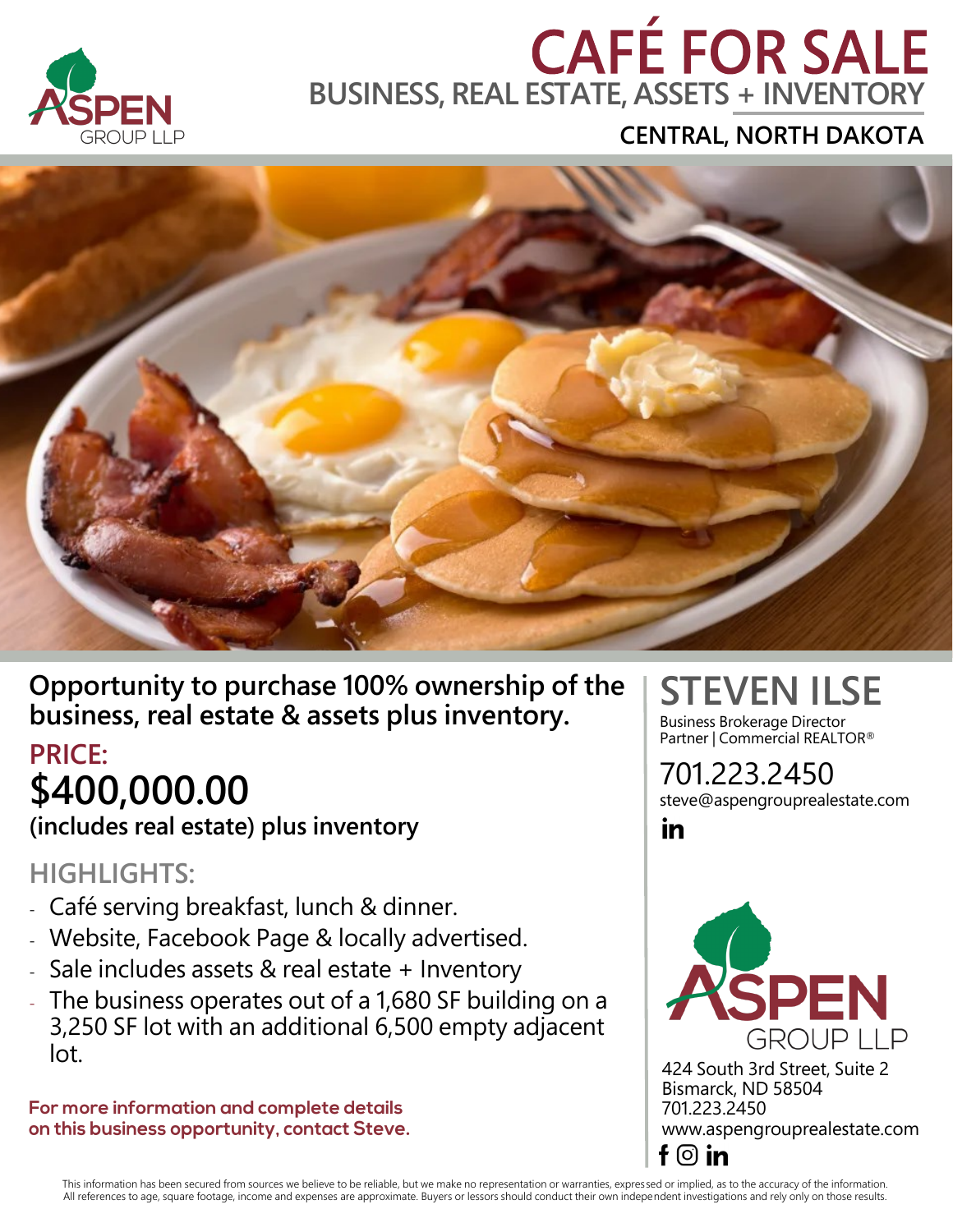ASPEN GROUP LLP

# CAFÉ FOR SALE

## BUSINESS, REAL ESTATE, ASSETS + INVENTORY

### CENTRAL, NORTH DAKOTA

**Opportunity to purchase 100% ownership of the business, real estate & assets plus inventory.**

**PRICE:**

## $400,000.00

**(includes real estate) plus inventory**

### HIGHLIGHTS:

- Café serving breakfast, lunch & dinner.
- Website, Facebook Page & locally advertised.
- Sale includes assets & real estate + Inventory
- The business operates out of a 1,680 SF building on a 3,250 SF lot with an additional 6,500 empty adjacent lot.

**For more information and complete details on this business opportunity, contact Steve.**

## STEVEN ILSE

Business Brokerage Director
Partner | Commercial REALTOR®

701.223.2450
steve@aspengrouprealestate.com

ASPEN GROUP LLP

424 South 3rd Street, Suite 2
Bismarck, ND 58504
701.223.2450
www.aspengrouprealestate.com

This information has been secured from sources we believe to be reliable, but we make no representation or warranties, expressed or implied, as to the accuracy of the information. All references to age, square footage, income and expenses are approximate. Buyers or lessors should conduct their own independent investigations and rely only on those results.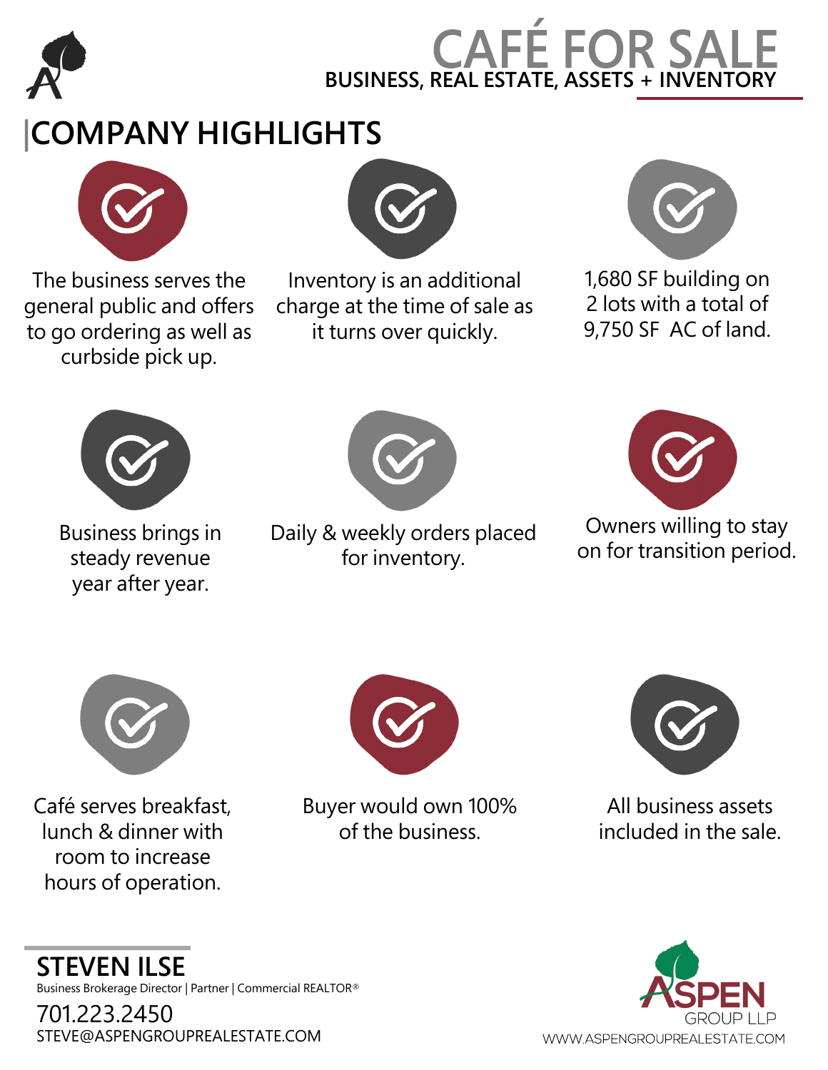# CAFÉ FOR SALE

**BUSINESS, REAL ESTATE, ASSETS + INVENTORY**

## COMPANY HIGHLIGHTS

- The business serves the general public and offers to go ordering as well as curbside pick up.
- Inventory is an additional charge at the time of sale as it turns over quickly.
- 1,680 SF building on 2 lots with a total of 9,750 SF AC of land.
- Business brings in steady revenue year after year.
- Daily & weekly orders placed for inventory.
- Owners willing to stay on for transition period.
- Café serves breakfast, lunch & dinner with room to increase hours of operation.
- Buyer would own 100% of the business.
- All business assets included in the sale.

**STEVEN ILSE**
Business Brokerage Director | Partner | Commercial REALTOR®
701.223.2450
STEVE@ASPENGROUPREALESTATE.COM

ASPEN GROUP LLP
WWW.ASPENGROUPREALESTATE.COM